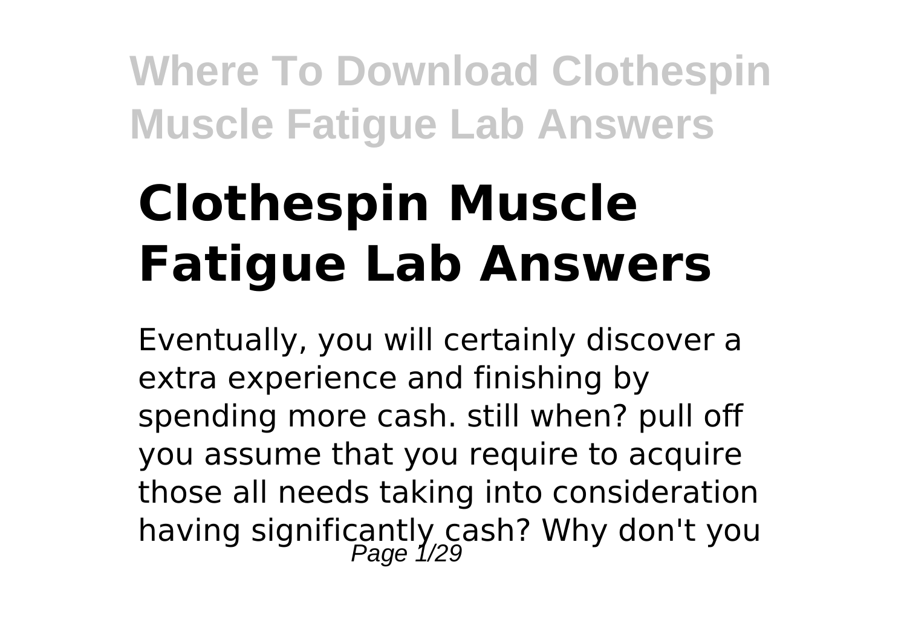# Clothespin Muscle Fatigue Lab Answers

Eventually, you will certainly discover a extra experience and finishing by spending more cash. still when? pull off you assume that you require to acquire those all needs taking into consideration having significantly cash? Why don't you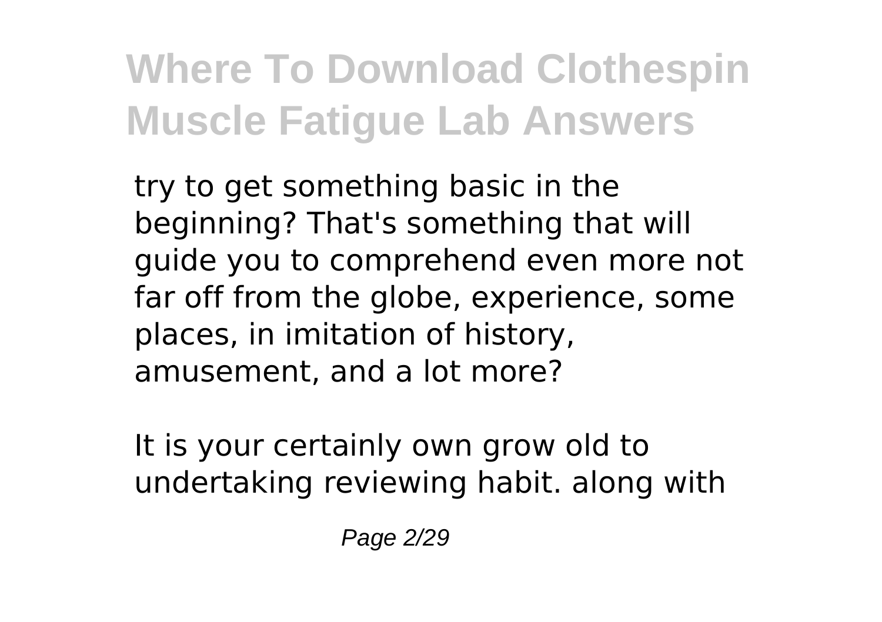try to get something basic in the beginning? That's something that will guide you to comprehend even more not far off from the globe, experience, some places, in imitation of history, amusement, and a lot more?

It is your certainly own grow old to undertaking reviewing habit. along with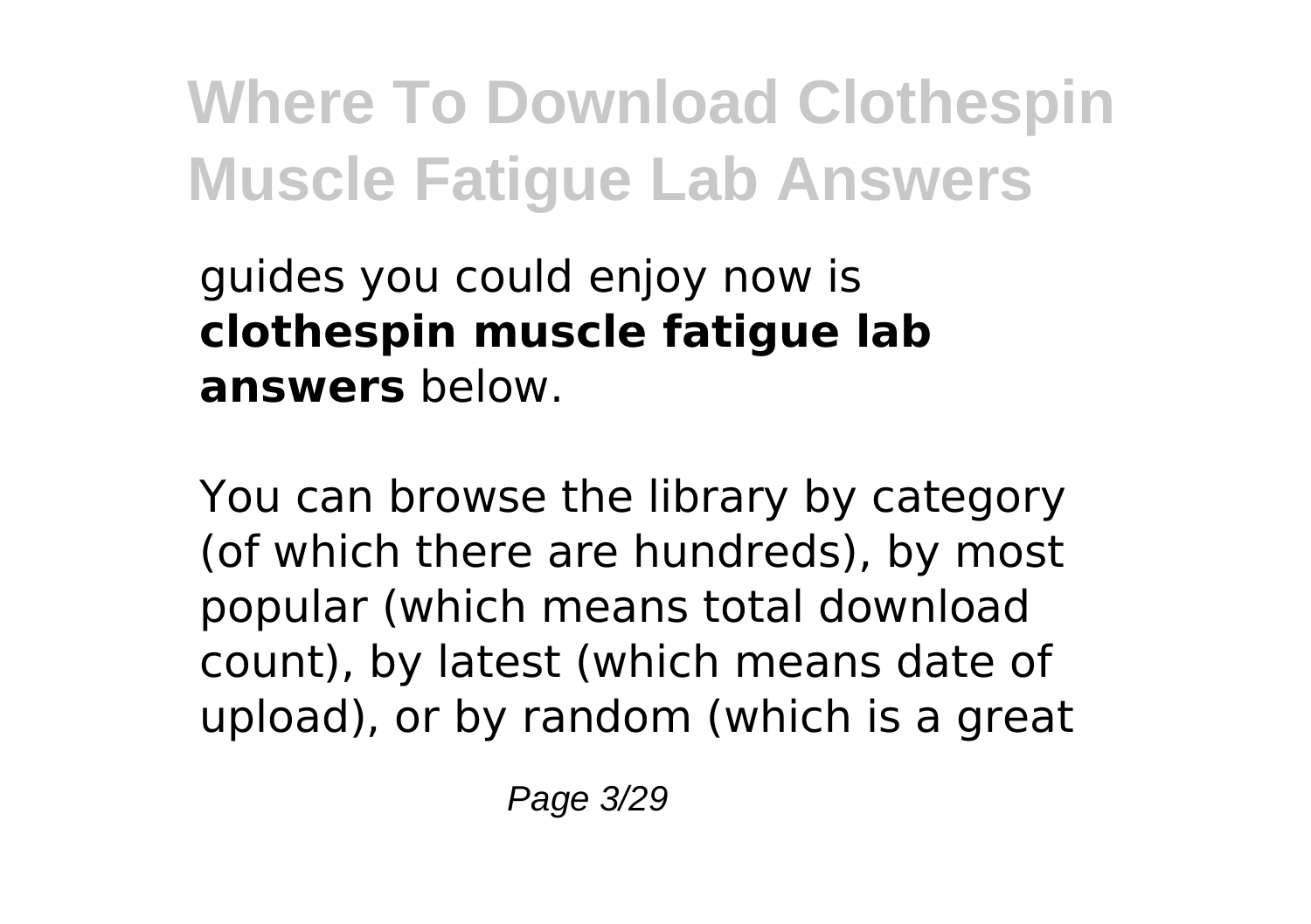guides you could enjoy now is **clothespin muscle fatigue lab answers** below.

You can browse the library by category (of which there are hundreds), by most popular (which means total download count), by latest (which means date of upload), or by random (which is a great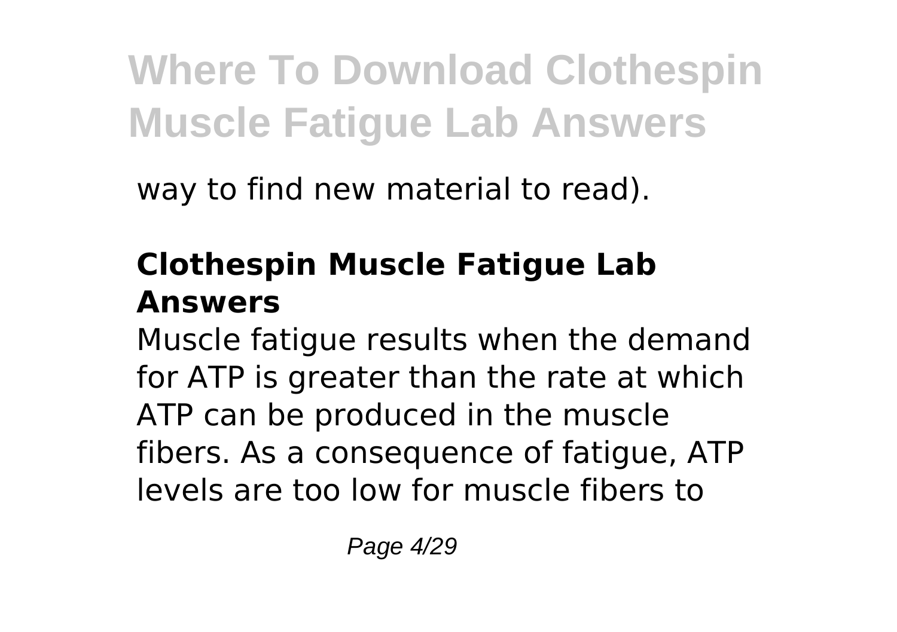way to find new material to read).

## Clothespin Muscle Fatigue Lab Answers

Muscle fatigue results when the demand for ATP is greater than the rate at which ATP can be produced in the muscle fibers. As a consequence of fatigue, ATP levels are too low for muscle fibers to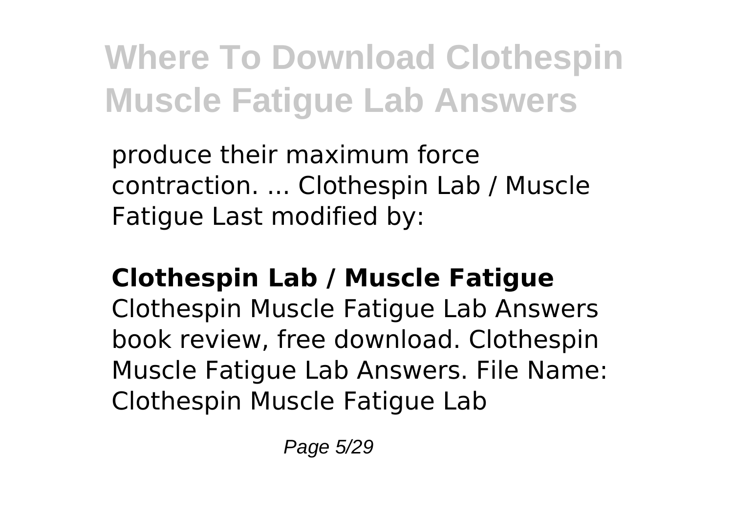produce their maximum force contraction. ... Clothespin Lab / Muscle Fatigue Last modified by:

**Clothespin Lab / Muscle Fatigue**

Clothespin Muscle Fatigue Lab Answers book review, free download. Clothespin Muscle Fatigue Lab Answers. File Name: Clothespin Muscle Fatigue Lab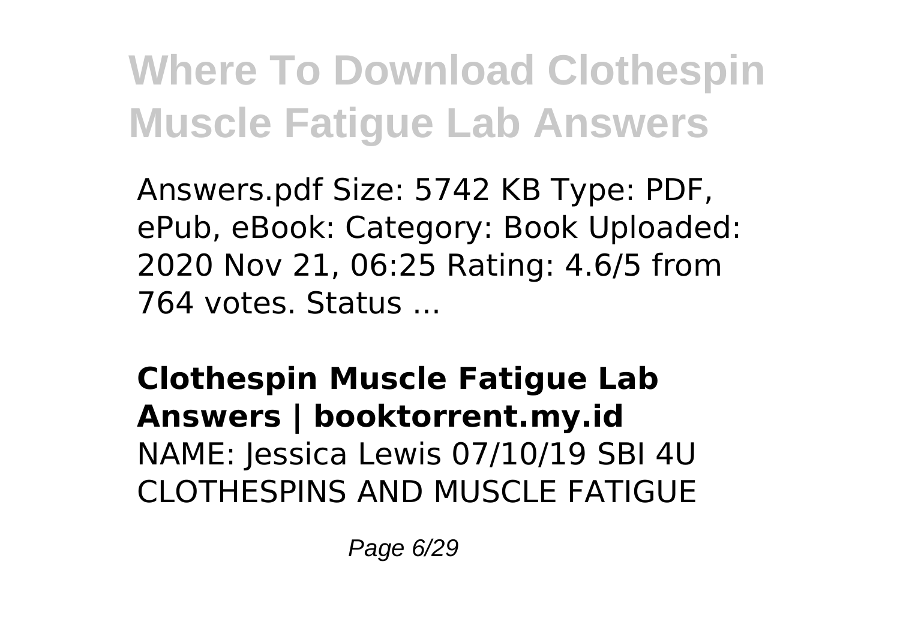Answers.pdf Size: 5742 KB Type: PDF, ePub, eBook: Category: Book Uploaded: 2020 Nov 21, 06:25 Rating: 4.6/5 from 764 votes. Status ...

**Clothespin Muscle Fatigue Lab Answers | booktorrent.my.id**
NAME: Jessica Lewis 07/10/19 SBI 4U CLOTHESPINS AND MUSCLE FATIGUE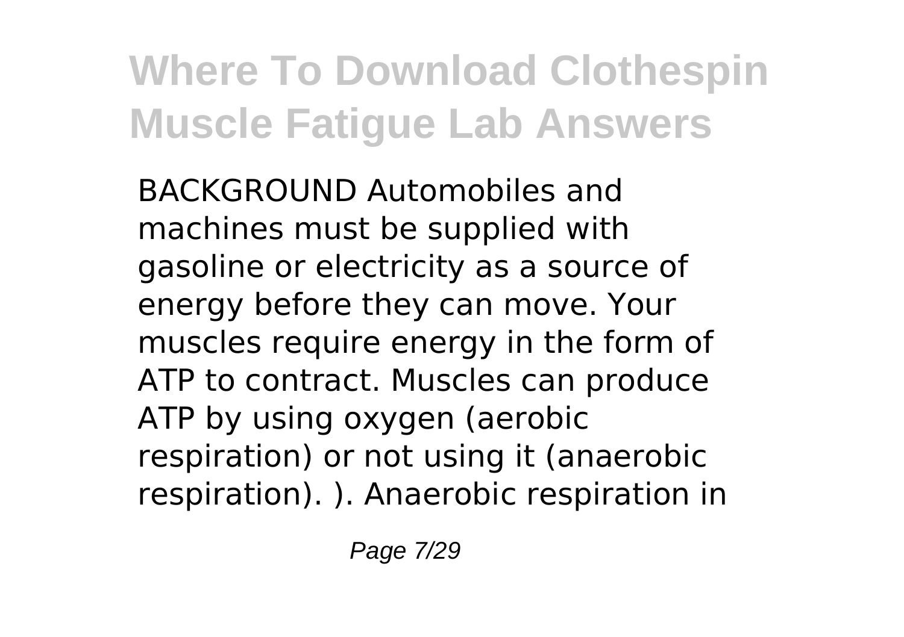BACKGROUND Automobiles and machines must be supplied with gasoline or electricity as a source of energy before they can move. Your muscles require energy in the form of ATP to contract. Muscles can produce ATP by using oxygen (aerobic respiration) or not using it (anaerobic respiration). ). Anaerobic respiration in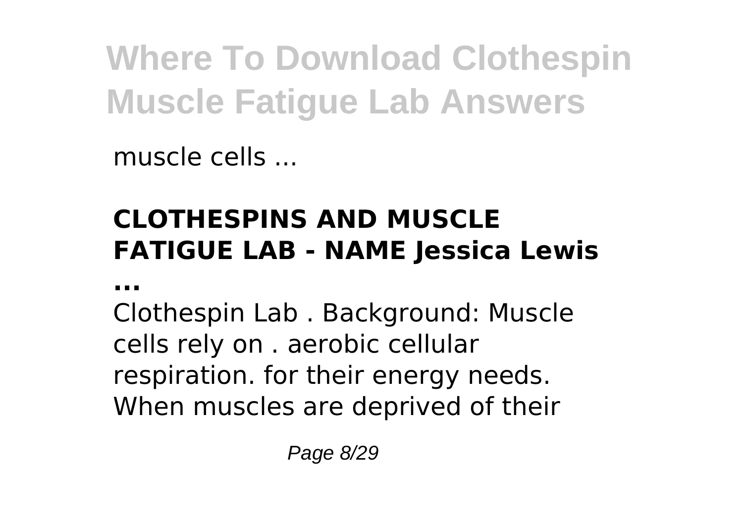muscle cells ...

## CLOTHESPINS AND MUSCLE FATIGUE LAB - NAME Jessica Lewis ...

Clothespin Lab . Background: Muscle cells rely on . aerobic cellular respiration. for their energy needs. When muscles are deprived of their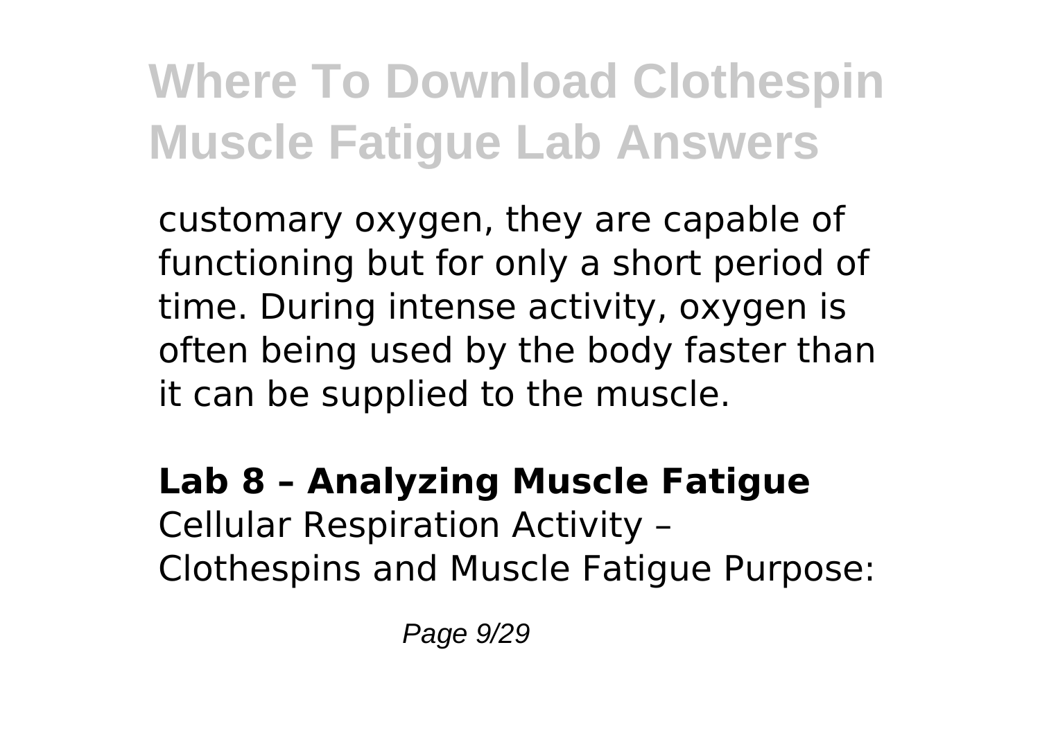customary oxygen, they are capable of functioning but for only a short period of time. During intense activity, oxygen is often being used by the body faster than it can be supplied to the muscle.

**Lab 8 – Analyzing Muscle Fatigue**
Cellular Respiration Activity – Clothespins and Muscle Fatigue Purpose: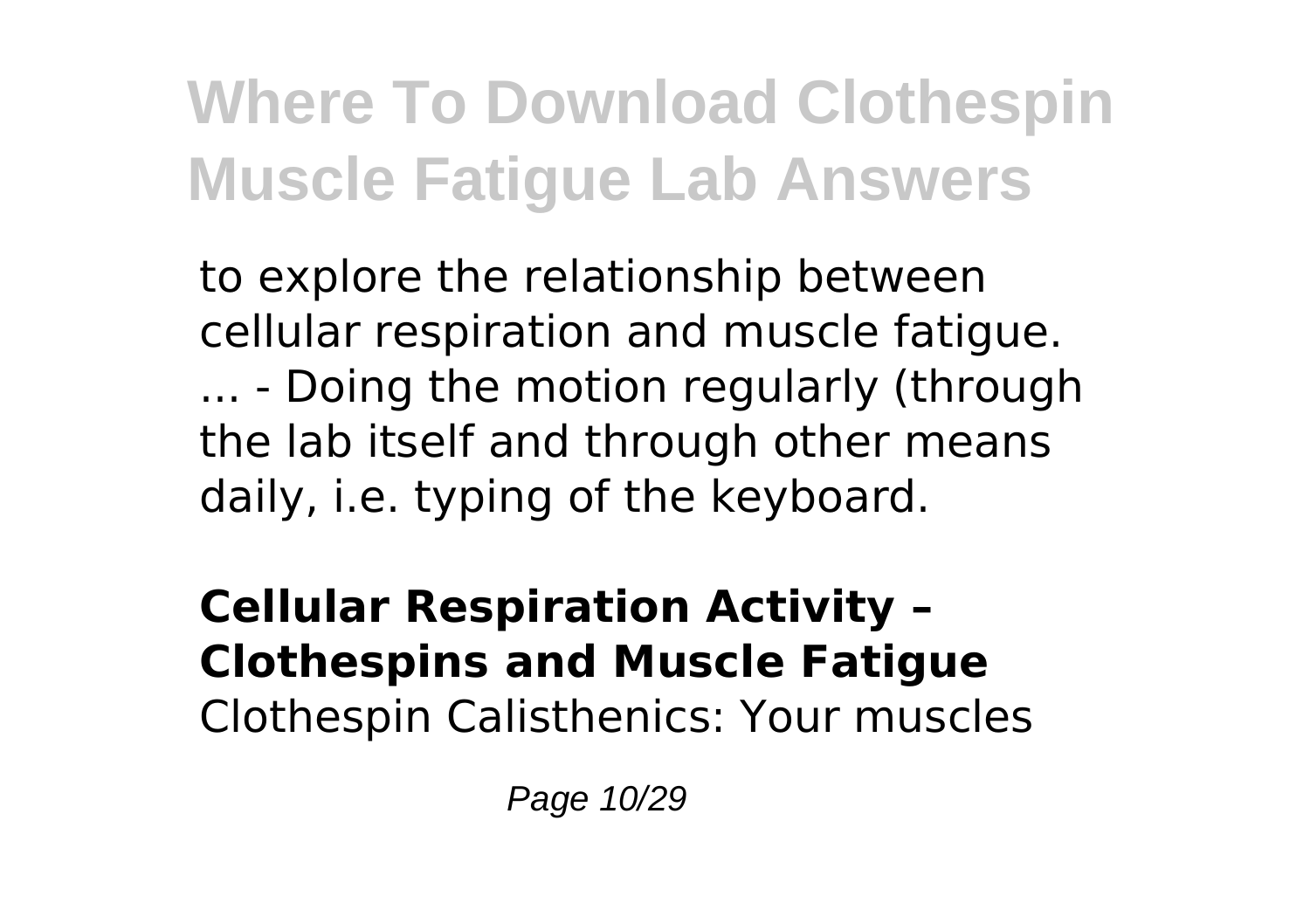to explore the relationship between cellular respiration and muscle fatigue. ... - Doing the motion regularly (through the lab itself and through other means daily, i.e. typing of the keyboard.

**Cellular Respiration Activity – Clothespins and Muscle Fatigue**

Clothespin Calisthenics: Your muscles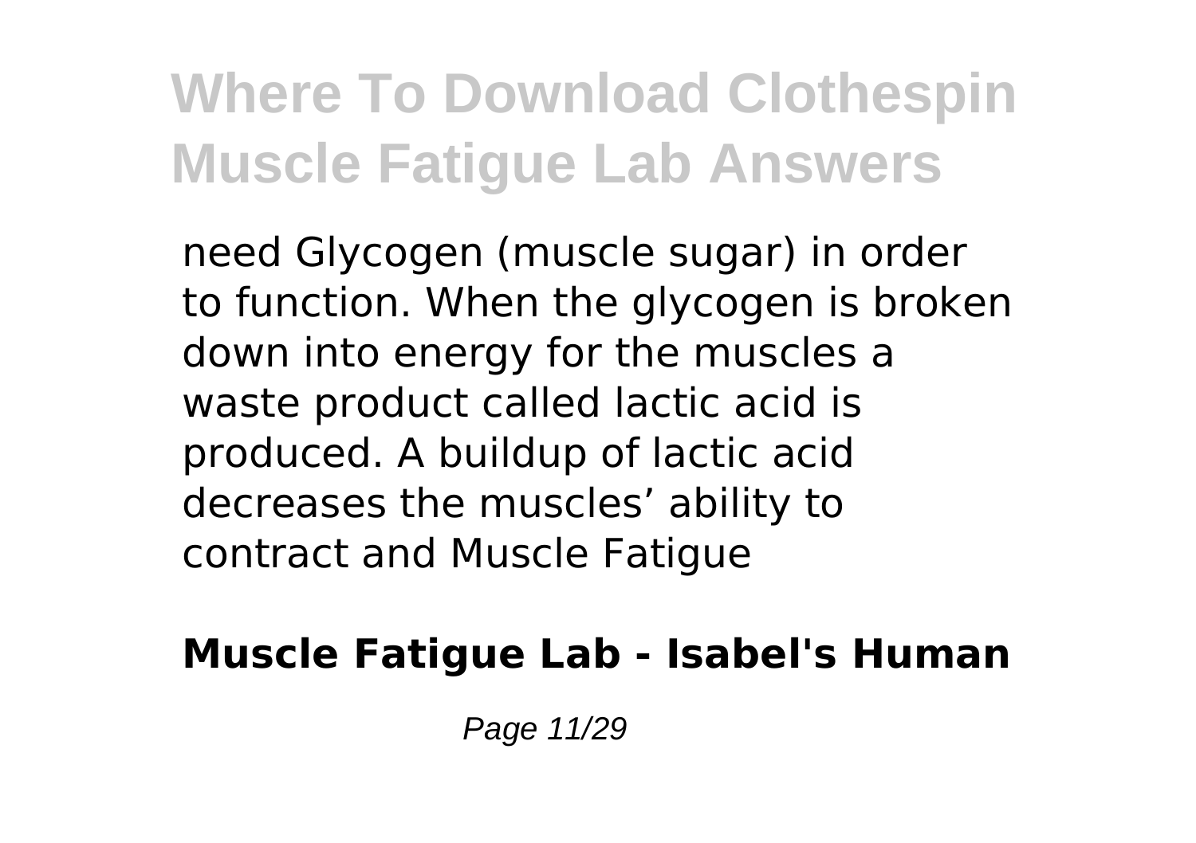need Glycogen (muscle sugar) in order to function. When the glycogen is broken down into energy for the muscles a waste product called lactic acid is produced. A buildup of lactic acid decreases the muscles’ ability to contract and Muscle Fatigue

**Muscle Fatigue Lab - Isabel's Human**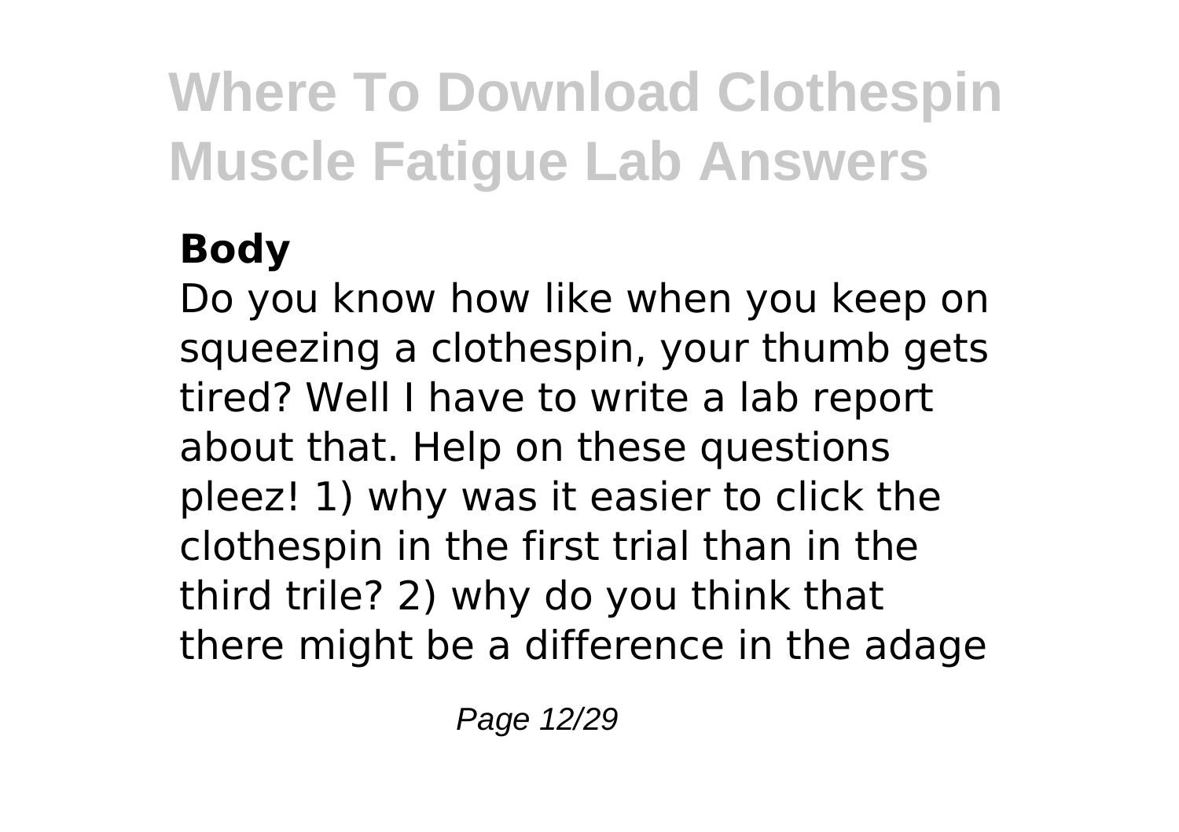### Body

Do you know how like when you keep on squeezing a clothespin, your thumb gets tired? Well I have to write a lab report about that. Help on these questions pleez! 1) why was it easier to click the clothespin in the first trial than in the third trile? 2) why do you think that there might be a difference in the adage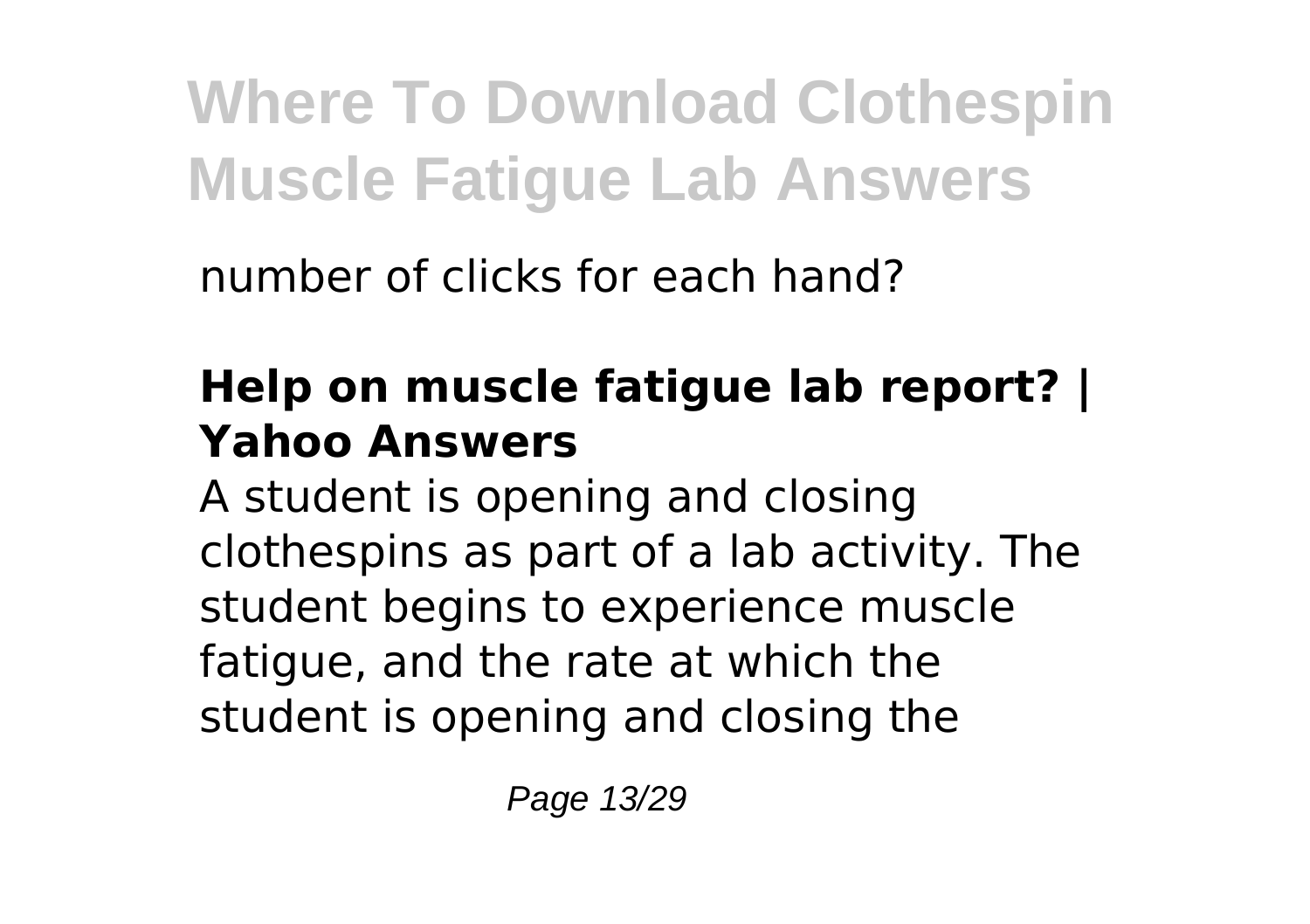number of clicks for each hand?

## Help on muscle fatigue lab report? | Yahoo Answers

A student is opening and closing clothespins as part of a lab activity. The student begins to experience muscle fatigue, and the rate at which the student is opening and closing the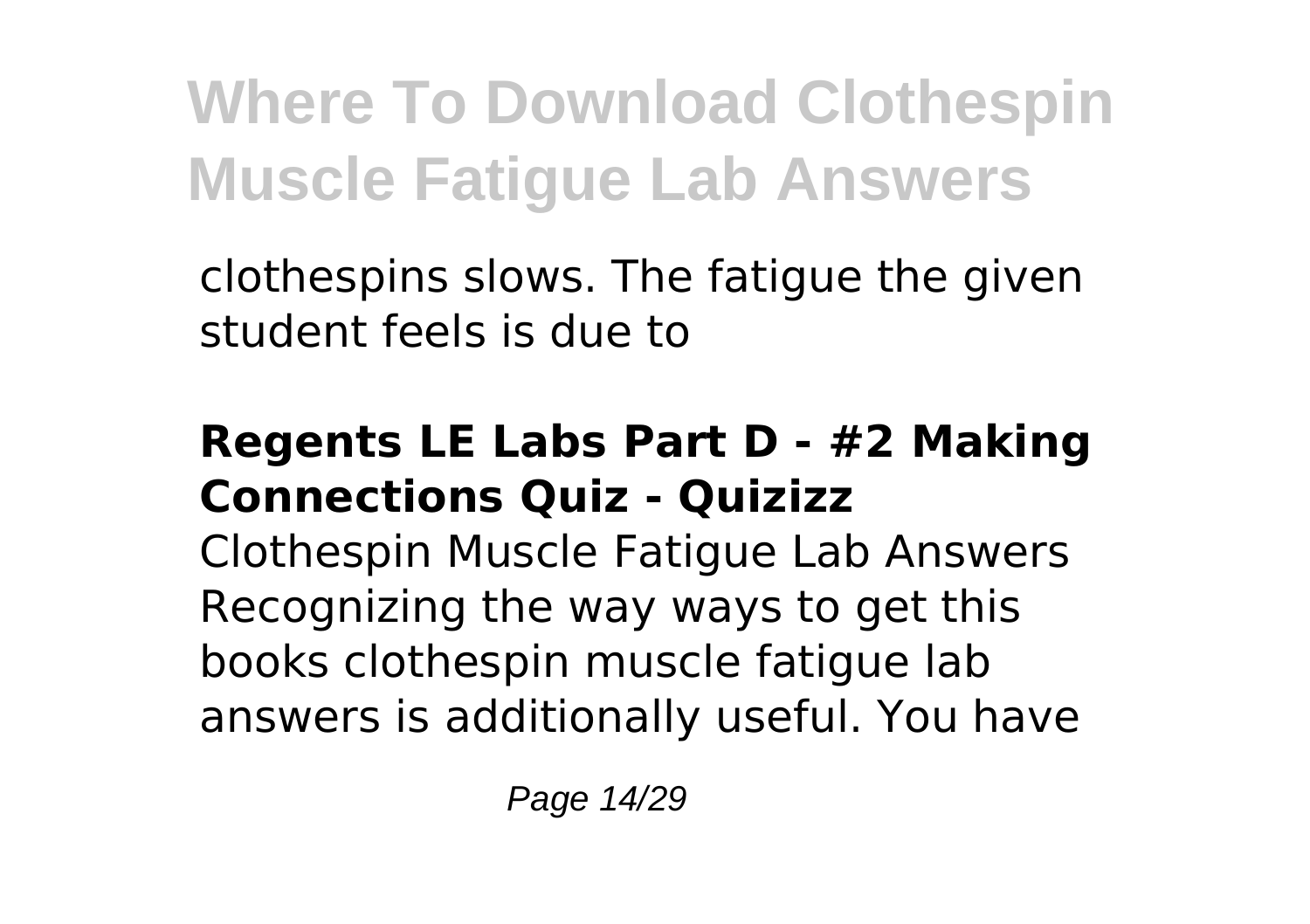clothespins slows. The fatigue the given student feels is due to

**Regents LE Labs Part D - #2 Making Connections Quiz - Quizizz**

Clothespin Muscle Fatigue Lab Answers Recognizing the way ways to get this books clothespin muscle fatigue lab answers is additionally useful. You have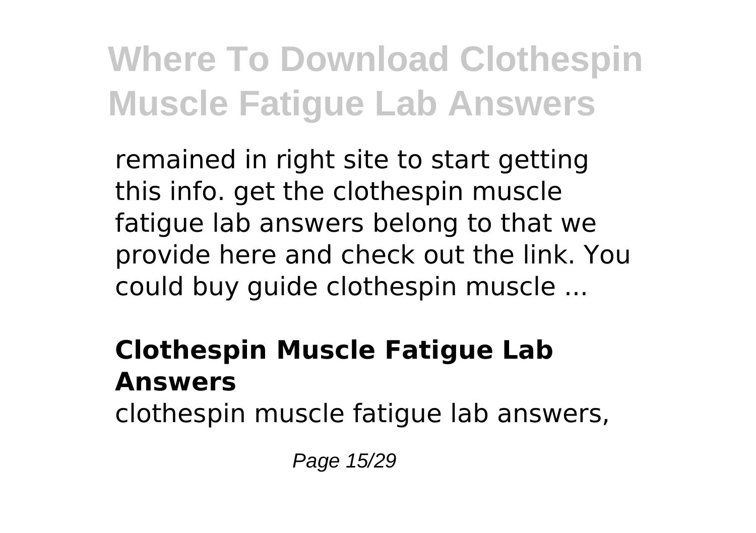remained in right site to start getting this info. get the clothespin muscle fatigue lab answers belong to that we provide here and check out the link. You could buy guide clothespin muscle ...

## Clothespin Muscle Fatigue Lab Answers

clothespin muscle fatigue lab answers,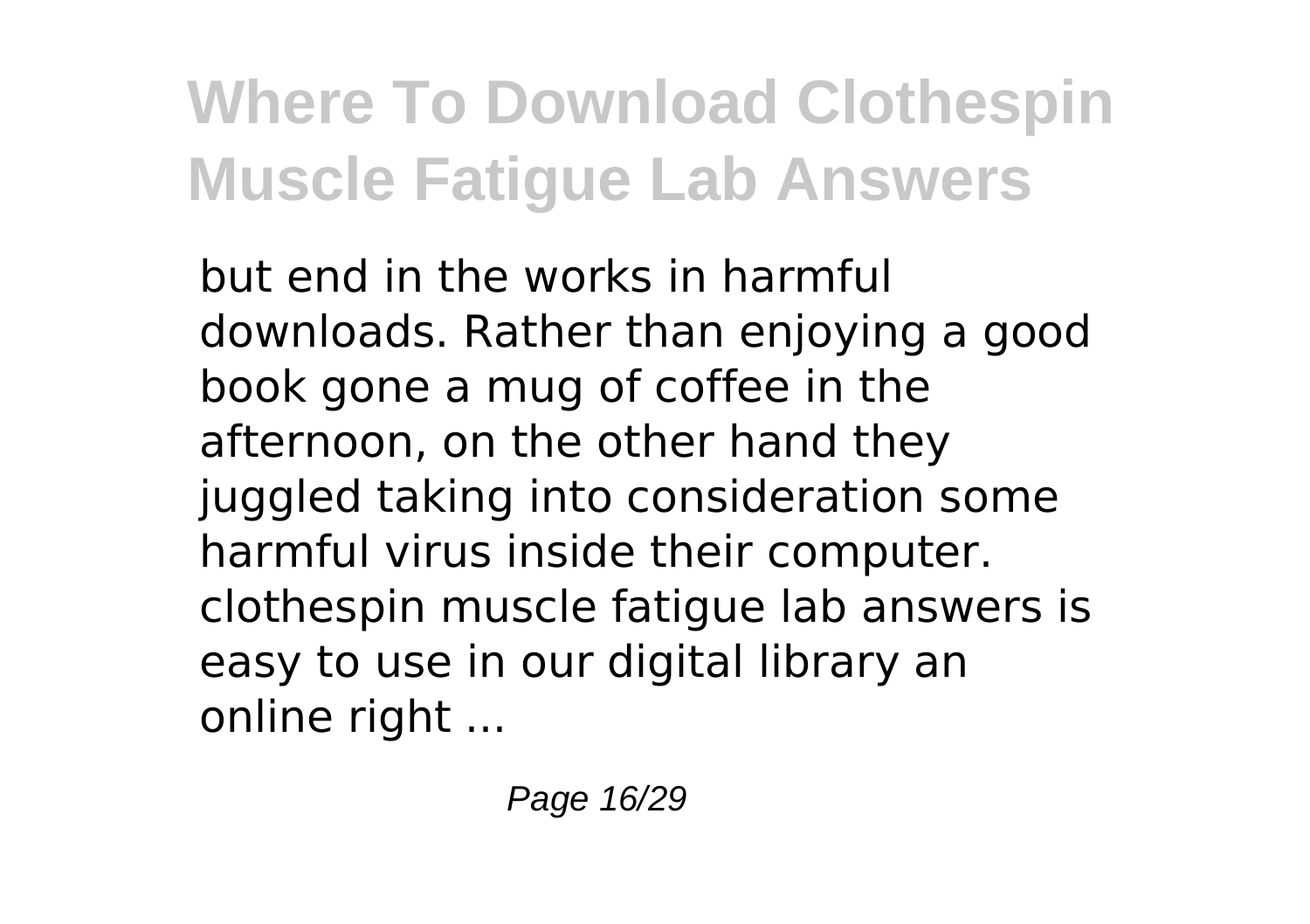but end in the works in harmful downloads. Rather than enjoying a good book gone a mug of coffee in the afternoon, on the other hand they juggled taking into consideration some harmful virus inside their computer. clothespin muscle fatigue lab answers is easy to use in our digital library an online right ...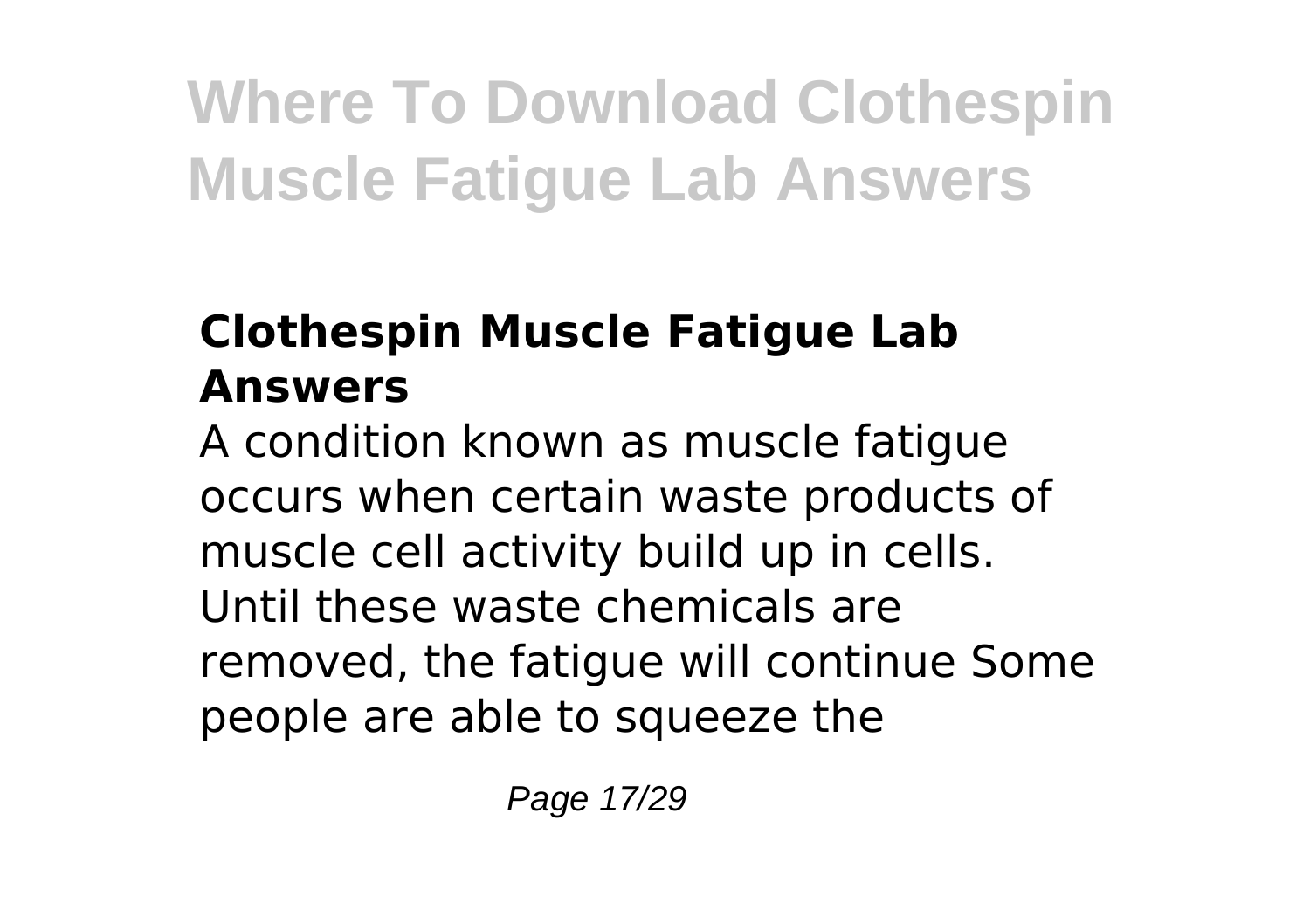## Clothespin Muscle Fatigue Lab Answers

A condition known as muscle fatigue occurs when certain waste products of muscle cell activity build up in cells. Until these waste chemicals are removed, the fatigue will continue Some people are able to squeeze the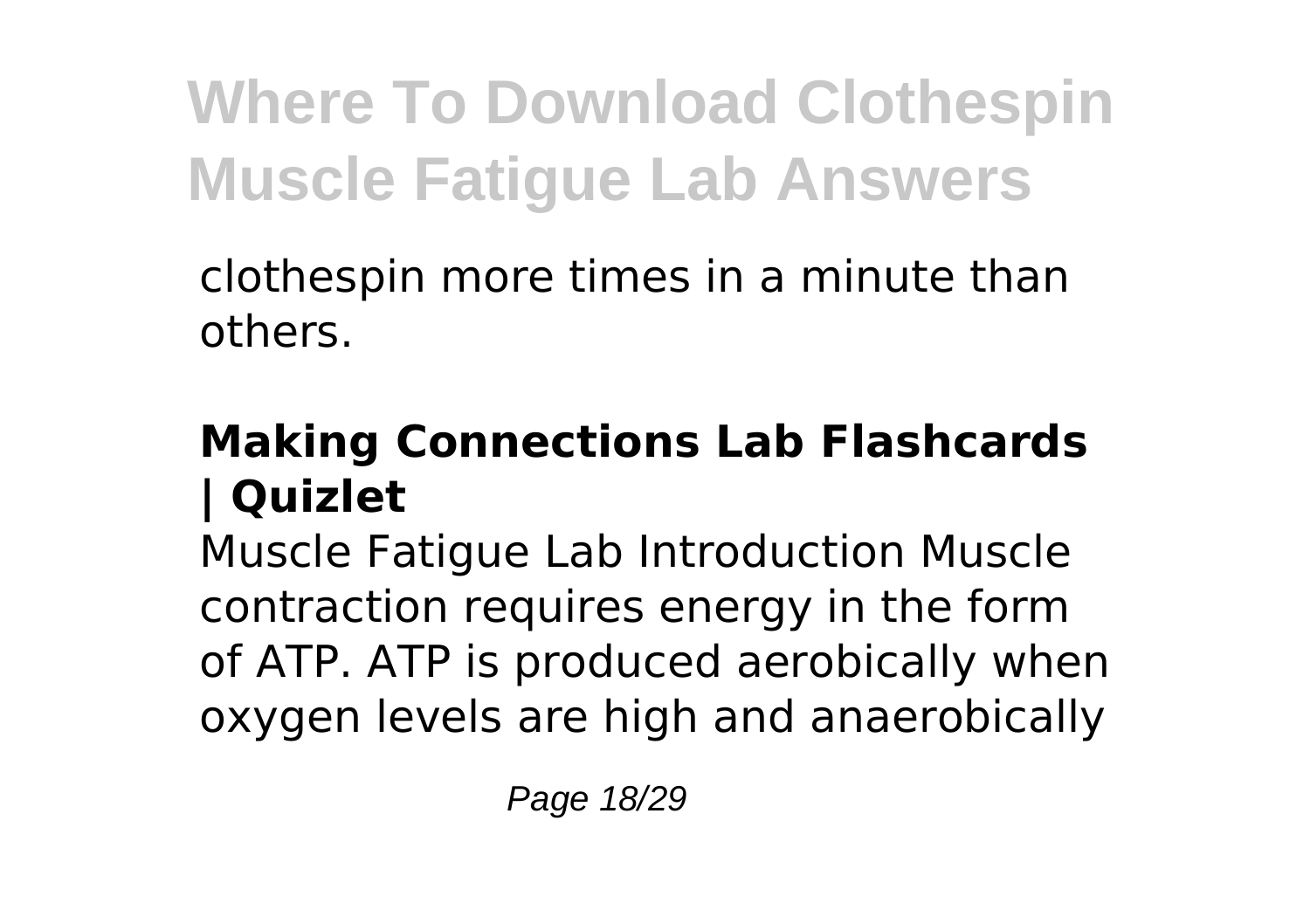clothespin more times in a minute than others.

## Making Connections Lab Flashcards | Quizlet

Muscle Fatigue Lab Introduction Muscle contraction requires energy in the form of ATP. ATP is produced aerobically when oxygen levels are high and anaerobically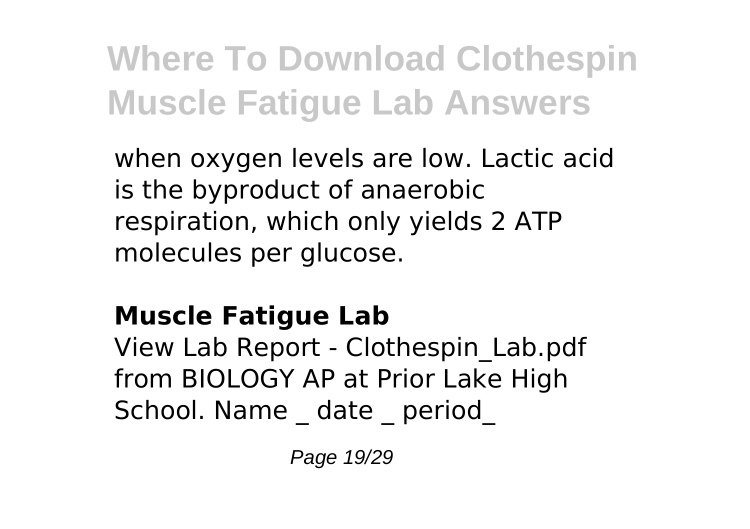when oxygen levels are low. Lactic acid is the byproduct of anaerobic respiration, which only yields 2 ATP molecules per glucose.

### Muscle Fatigue Lab

View Lab Report - Clothespin_Lab.pdf from BIOLOGY AP at Prior Lake High School. Name _ date _ period_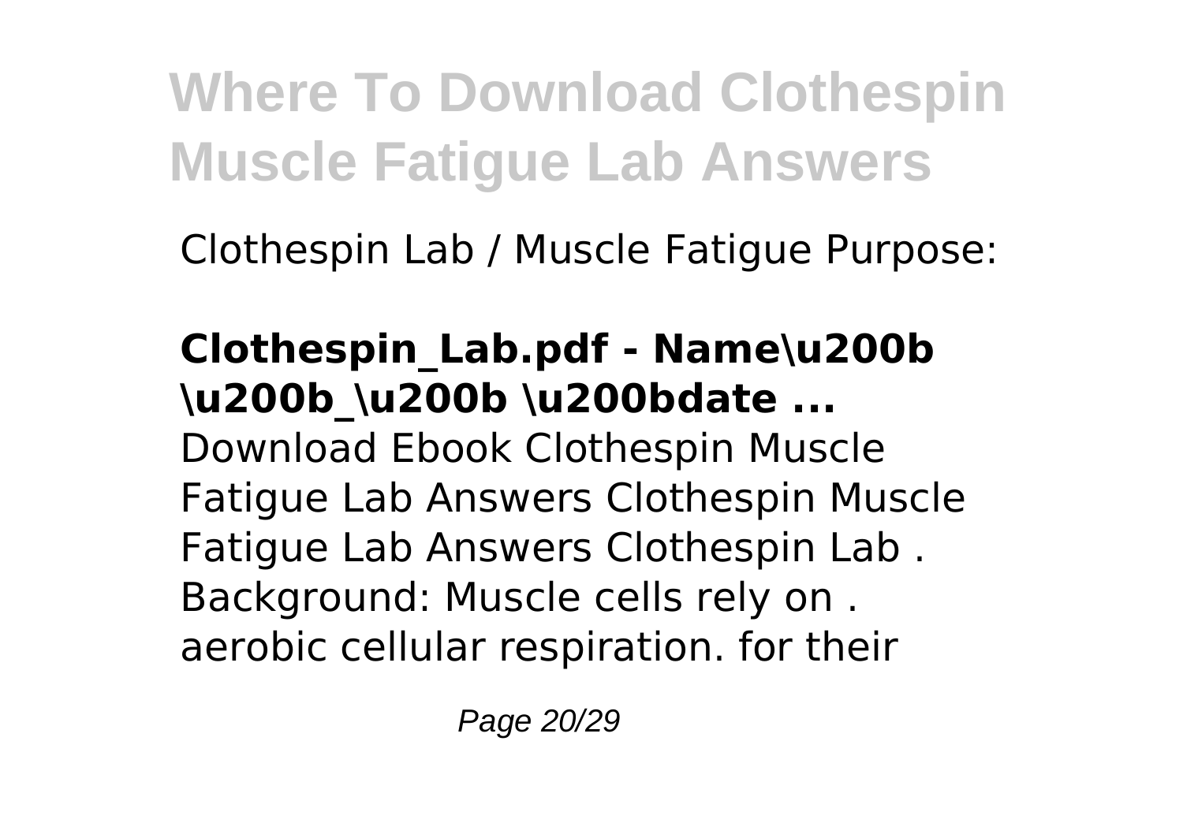Clothespin Lab / Muscle Fatigue Purpose:

**Clothespin_Lab.pdf - Name\u200b \u200b_\u200b \u200bdate ...**

Download Ebook Clothespin Muscle Fatigue Lab Answers Clothespin Muscle Fatigue Lab Answers Clothespin Lab . Background: Muscle cells rely on . aerobic cellular respiration. for their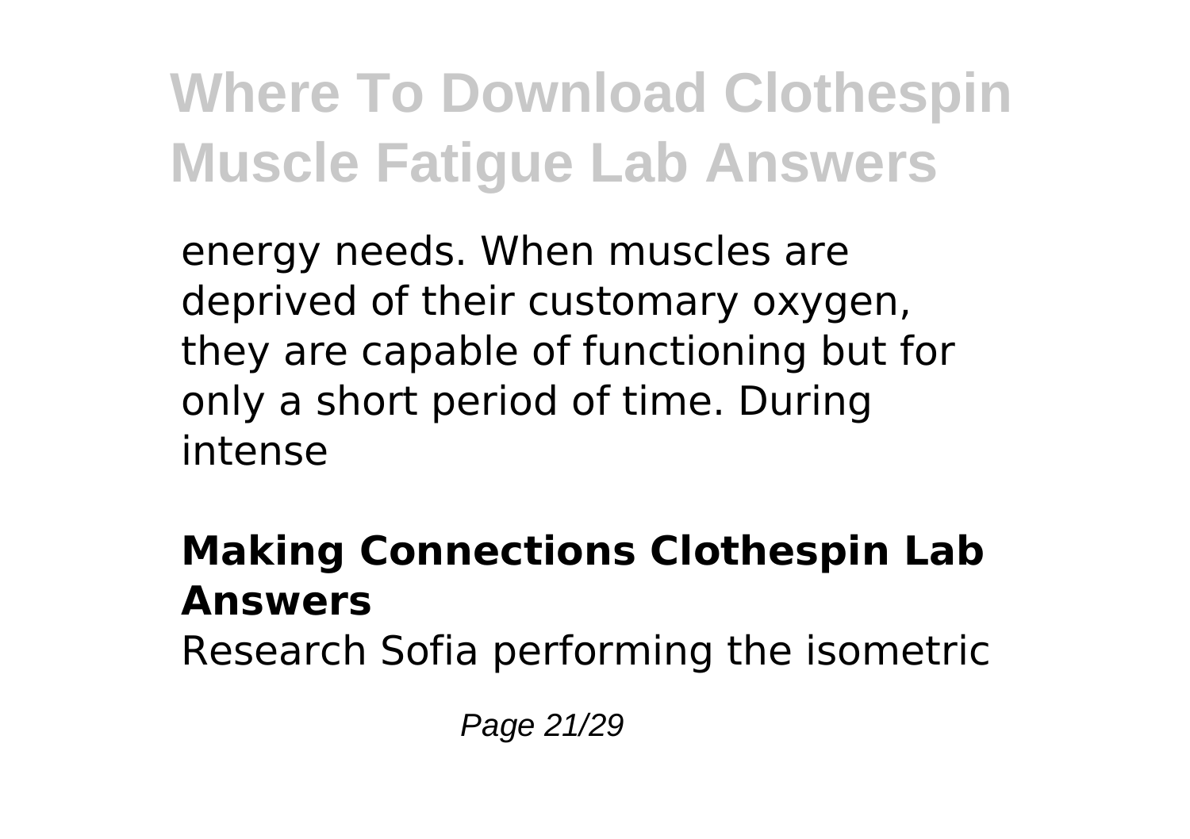energy needs. When muscles are deprived of their customary oxygen, they are capable of functioning but for only a short period of time. During intense

## Making Connections Clothespin Lab Answers

Research Sofia performing the isometric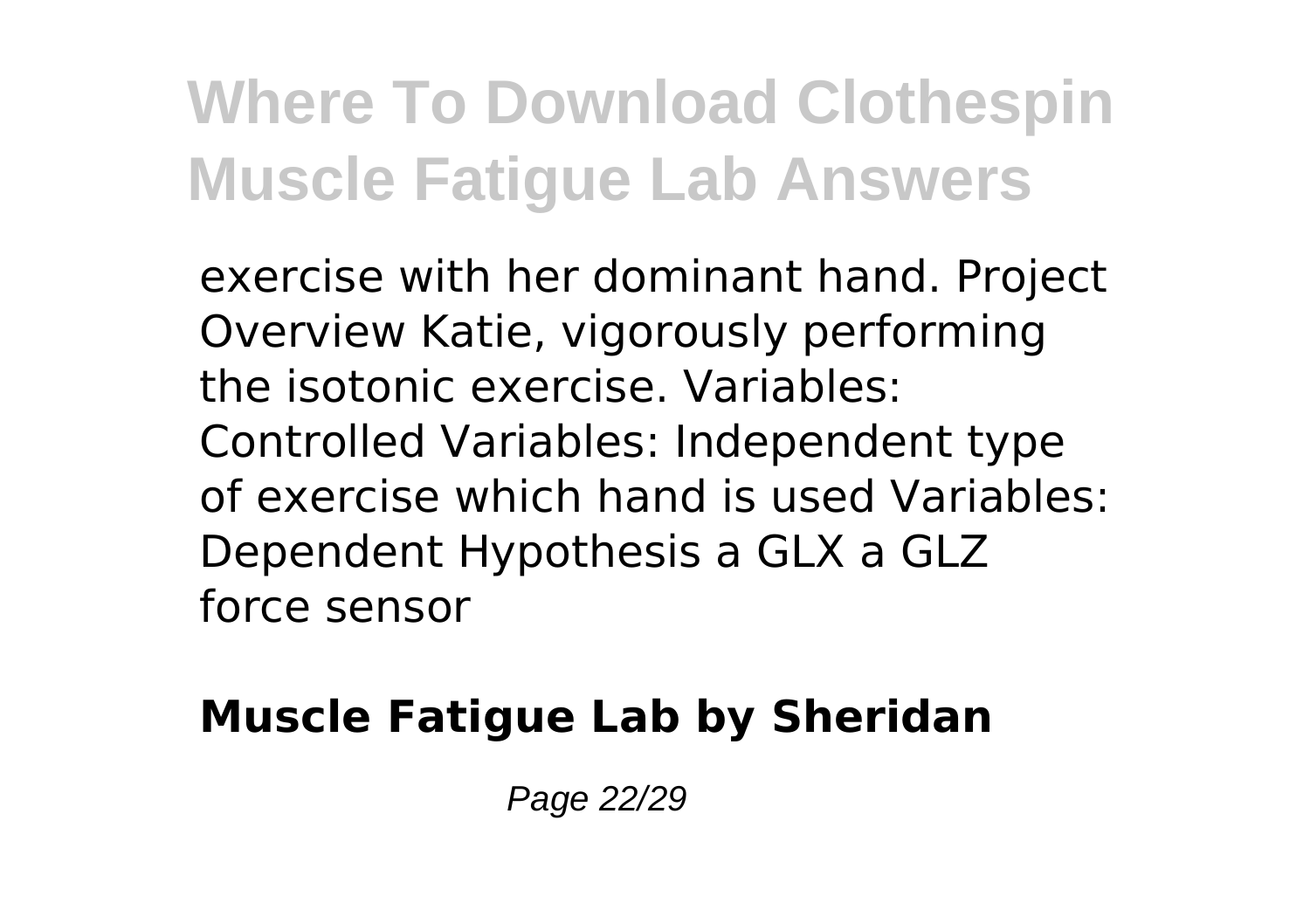exercise with her dominant hand. Project Overview Katie, vigorously performing the isotonic exercise. Variables: Controlled Variables: Independent type of exercise which hand is used Variables: Dependent Hypothesis a GLX a GLZ force sensor

**Muscle Fatigue Lab by Sheridan**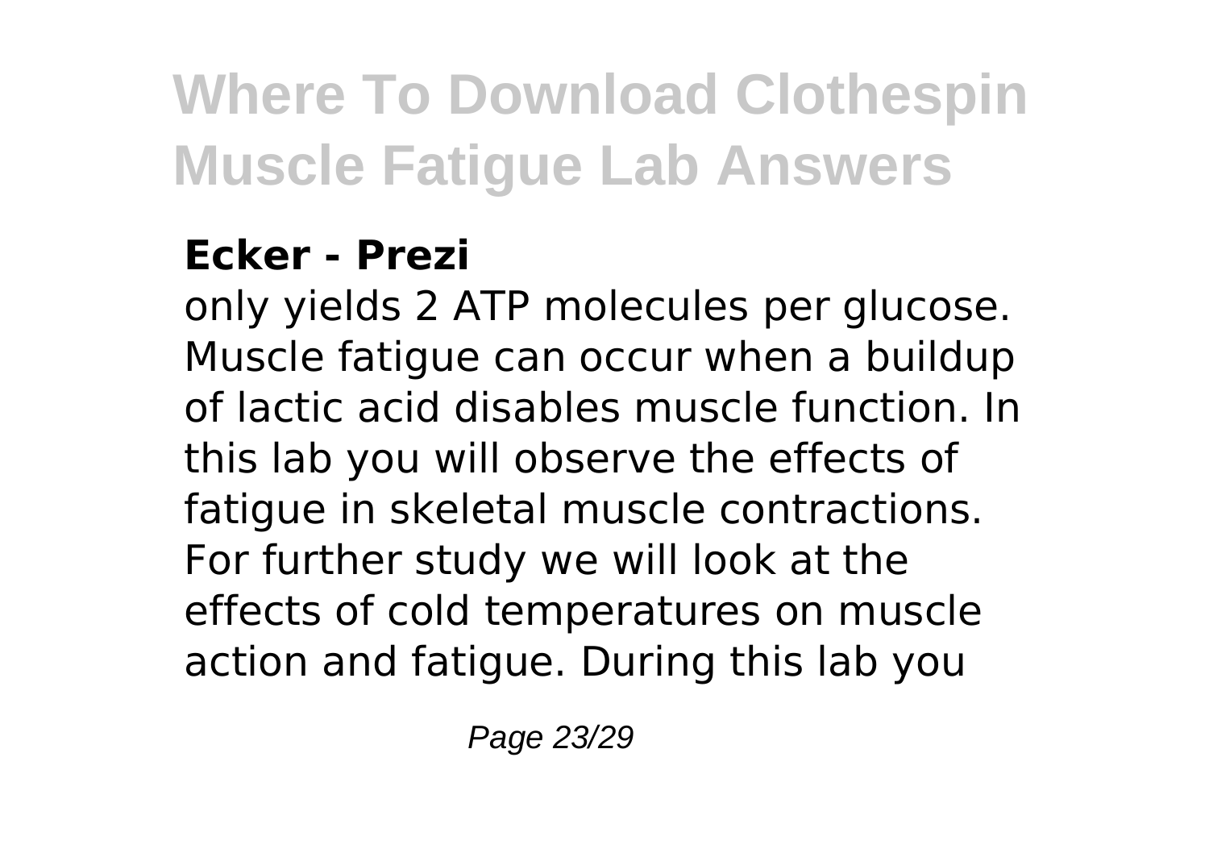### Ecker - Prezi

only yields 2 ATP molecules per glucose. Muscle fatigue can occur when a buildup of lactic acid disables muscle function. In this lab you will observe the effects of fatigue in skeletal muscle contractions. For further study we will look at the effects of cold temperatures on muscle action and fatigue. During this lab you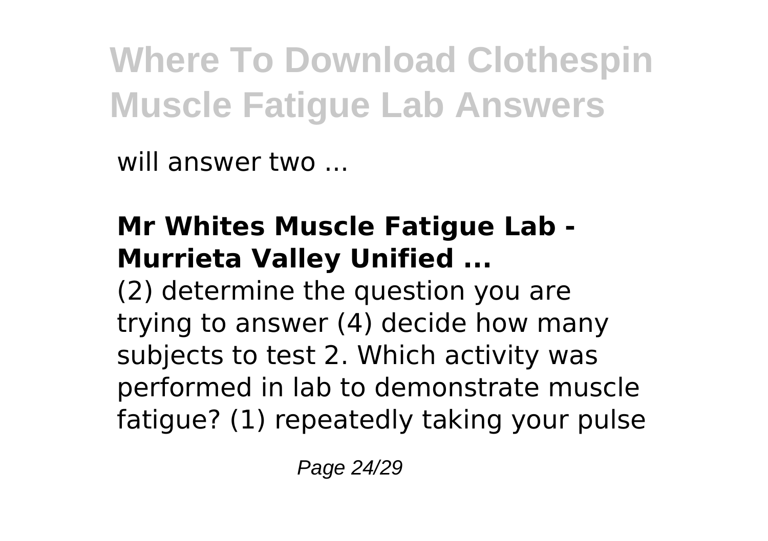will answer two ...

### Mr Whites Muscle Fatigue Lab - Murrieta Valley Unified ...

(2) determine the question you are trying to answer (4) decide how many subjects to test 2. Which activity was performed in lab to demonstrate muscle fatigue? (1) repeatedly taking your pulse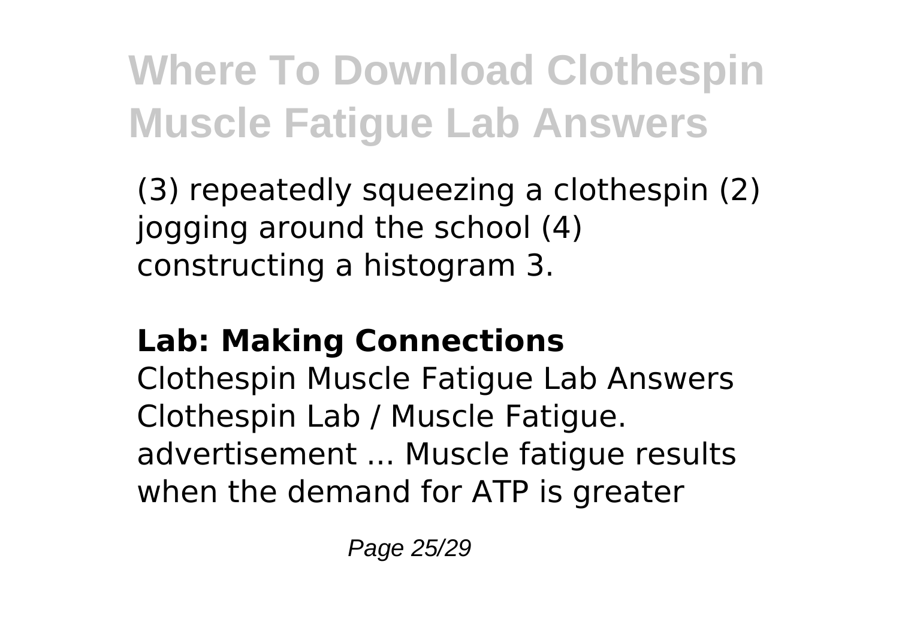(3) repeatedly squeezing a clothespin (2) jogging around the school (4) constructing a histogram 3.

**Lab: Making Connections**

Clothespin Muscle Fatigue Lab Answers Clothespin Lab / Muscle Fatigue. advertisement ... Muscle fatigue results when the demand for ATP is greater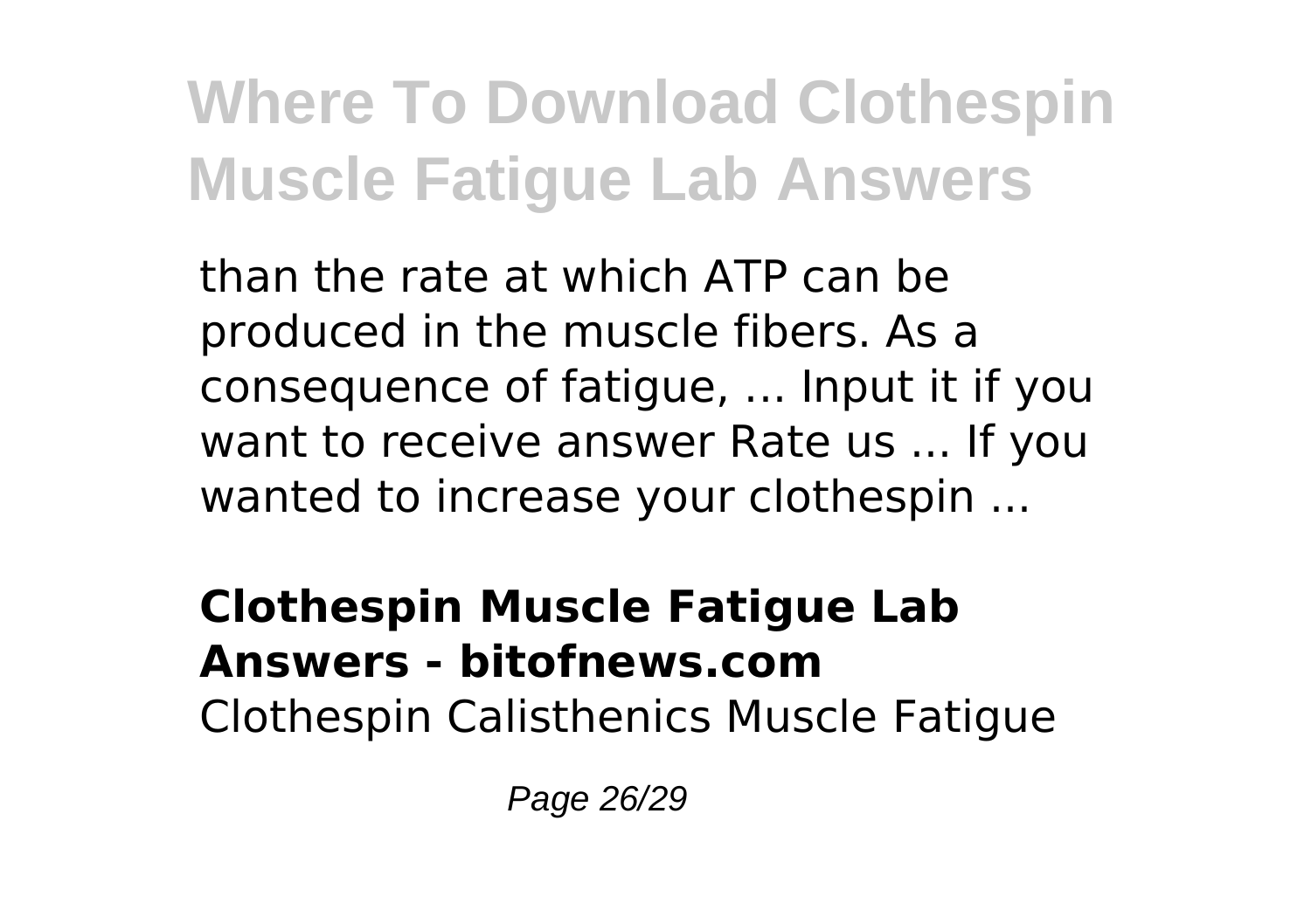than the rate at which ATP can be produced in the muscle fibers. As a consequence of fatigue, ... Input it if you want to receive answer Rate us ... If you wanted to increase your clothespin ...

**Clothespin Muscle Fatigue Lab Answers - bitofnews.com**

Clothespin Calisthenics Muscle Fatigue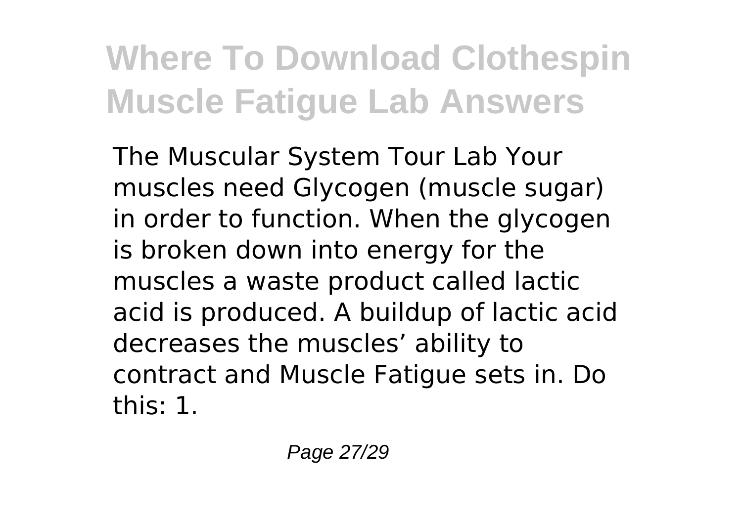# Where To Download Clothespin Muscle Fatigue Lab Answers

The Muscular System Tour Lab Your muscles need Glycogen (muscle sugar) in order to function. When the glycogen is broken down into energy for the muscles a waste product called lactic acid is produced. A buildup of lactic acid decreases the muscles' ability to contract and Muscle Fatigue sets in. Do this: 1.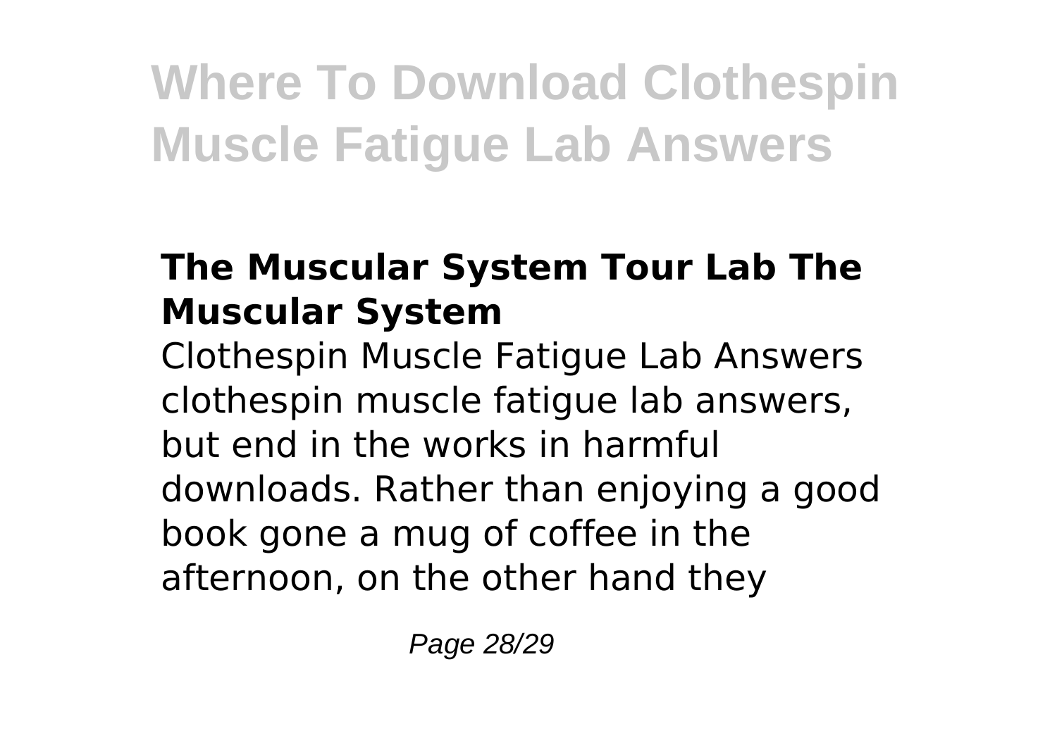### The Muscular System Tour Lab The Muscular System

Clothespin Muscle Fatigue Lab Answers clothespin muscle fatigue lab answers, but end in the works in harmful downloads. Rather than enjoying a good book gone a mug of coffee in the afternoon, on the other hand they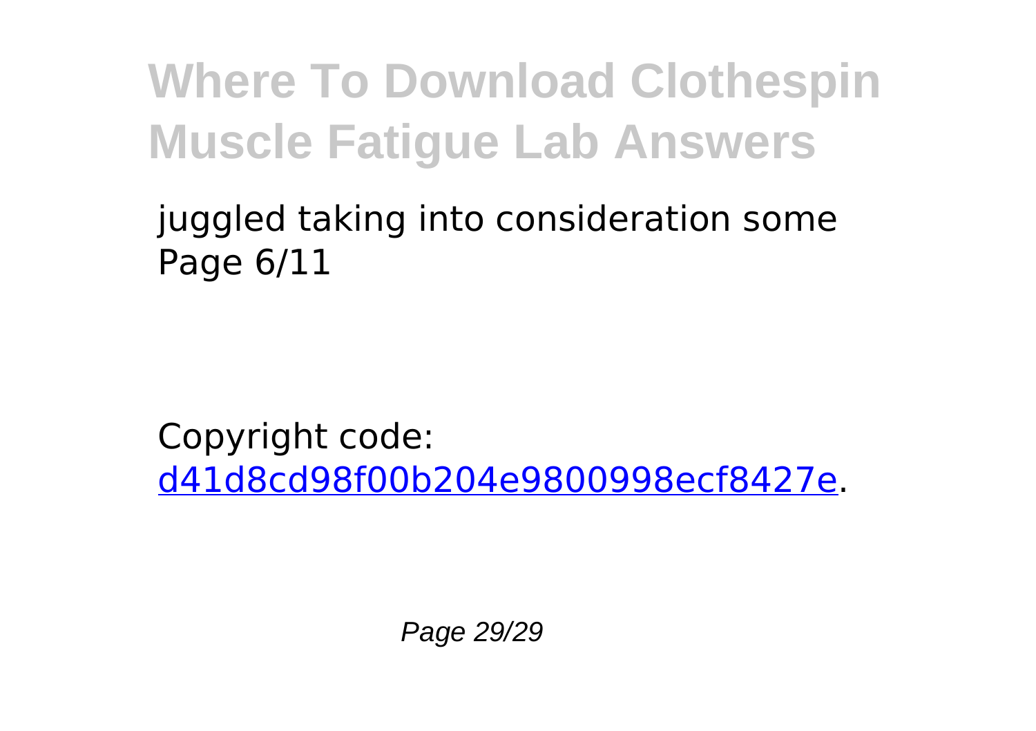juggled taking into consideration some
Page 6/11

Copyright code:
d41d8cd98f00b204e9800998ecf8427e.